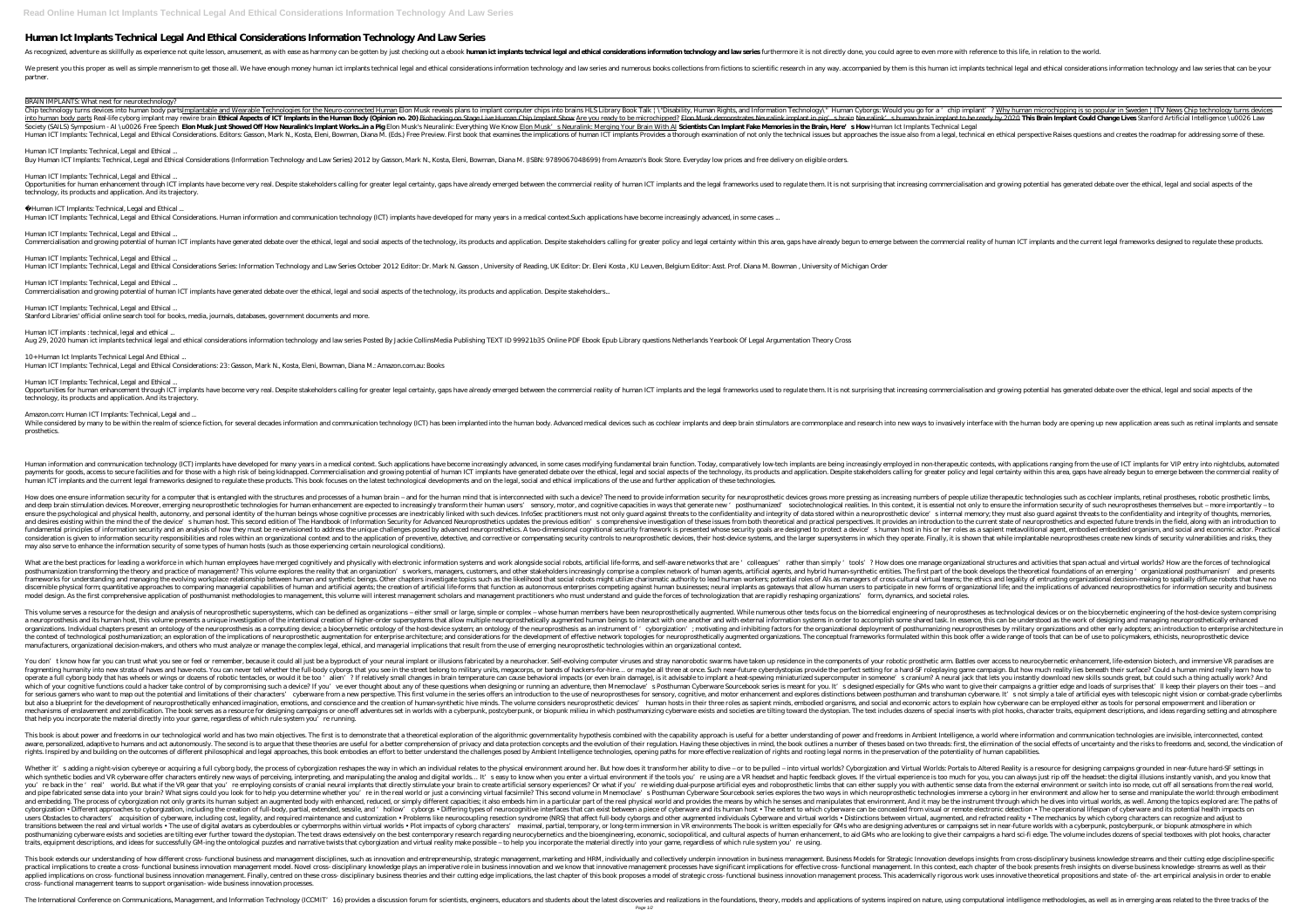# Human Ict Implants Technical Legal And Ethical Considerations Information Technology And Law Series

As recognized, adventure as skillfully as experience not quite lesson, amusement, as with ease as harmony can be gotten by just checking out a ebook **human ict implants technical legal and ethical considerations information technology and law series** furthermore it is not directly done, you could agree to even more with reference to this life, in relation to the world.

We present you this proper as well as simple mannerism to get those all. We have enough money human ict implants technical legal and ethical considerations information technology and law series and numerous books collections from fictions to scientific research in any way. accompanied by them is this human ict implants technical legal and ethical considerations information technology and law series that can be your partner.

BRAIN IMPLANTS: What next for neurotechnology?

Chip technology turns devices into human body parts Implantable and Wearable Technologies for the Neuro-connected Human Elon Musk reveals plans to implant computer chips into brains HLS Library Book Talk | \"Disability, Human Rights, and Information Technology\" Human Cyborgs: Would you go for a 'chip implant'? Why human microchipping is so popular in Sweden | ITV News Chip technology turns devices into human body parts Real-life cyborg implant may rewire brain **Ethical Aspects of ICT Implants in the Human Body (Opinion no. 20)** Biohacking on Stage Live Human Chip Implant Show Are you ready to be microchipped? Elon Musk demonstrates Neuralink implant in pig's brain Neuralink's human brain implant to be ready by 2020 **This Brain Implant Could Change Lives** Stanford Artificial Intelligence \u0026 Law Society (SAILS) Symposium - AI \u0026 Free Speech **Elon Musk Just Showed Off How Neuralink's Implant Works...in a Pig** Elon Musk's Neuralink: Everything We Know Elon Musk's Neuralink: Merging Your Brain With AI **Scientists Can Implant Fake Memories in the Brain, Here's How** Human Ict Implants Technical Legal

Human ICT Implants: Technical, Legal and Ethical Considerations. Editors: Gasson, Mark N., Kosta, Eleni, Bowman, Diana M. (Eds.) Free Preview. First book that examines the implications of human ICT implants Provides a thorough examination of not only the technical issues but approaches the issue also from a legal, technical en ethical perspective Raises questions and creates the roadmap for addressing some of these.

Human ICT Implants: Technical, Legal and Ethical ...

Buy Human ICT Implants: Technical, Legal and Ethical Considerations (Information Technology and Law Series) 2012 by Gasson, Mark N., Kosta, Eleni, Bowman, Diana M. (ISBN: 9789067048699) from Amazon's Book Store. Everyday low prices and free delivery on eligible orders.

Human ICT Implants: Technical, Legal and Ethical ...

Opportunities for human enhancement through ICT implants have become very real. Despite stakeholders calling for greater legal certainty, gaps have already emerged between the commercial reality of human ICT implants and the legal frameworks used to regulate them. It is not surprising that increasing commercialisation and growing potential has generated debate over the ethical, legal and social aspects of the technology, its products and application. And its trajectory.

Human ICT Implants: Technical, Legal and Ethical ...

Human ICT Implants: Technical, Legal and Ethical Considerations. Human information and communication technology (ICT) implants have developed for many years in a medical context.Such applications have become increasingly advanced, in some cases ...

Human ICT Implants: Technical, Legal and Ethical ...

Commercialisation and growing potential of human ICT implants have generated debate over the ethical, legal and social aspects of the technology, its products and application. Despite stakeholders calling for greater policy and legal certainty within this area, gaps have already begun to emerge between the commercial reality of human ICT implants and the current legal frameworks designed to regulate these products.

Human ICT Implants: Technical, Legal and Ethical ...

Human ICT Implants: Technical, Legal and Ethical Considerations Series: Information Technology and Law Series October 2012 Editor: Dr. Mark N. Gasson , University of Reading, UK Editor: Dr. Eleni Kosta , KU Leuven, Belgium Editor: Asst. Prof. Diana M. Bowman , University of Michigan Order

Human ICT Implants: Technical, Legal and Ethical ...

Commercialisation and growing potential of human ICT implants have generated debate over the ethical, legal and social aspects of the technology, its products and application. Despite stakeholders...

Human ICT Implants: Technical, Legal and Ethical ...

Stanford Libraries' official online search tool for books, media, journals, databases, government documents and more.

Human ICT implants : technical, legal and ethical ...

Aug 29, 2020 human ict implants technical legal and ethical considerations information technology and law series Posted By Jackie CollinsMedia Publishing TEXT ID 99921b35 Online PDF Ebook Epub Library questions Netherlands Yearbook Of Legal Argumentation Theory Cross

10+ Human Ict Implants Technical Legal And Ethical ...

Human ICT Implants: Technical, Legal and Ethical Considerations: 23: Gasson, Mark N., Kosta, Eleni, Bowman, Diana M.: Amazon.com.au: Books

Human ICT Implants: Technical, Legal and Ethical ...

Opportunities for human enhancement through ICT implants have become very real. Despite stakeholders calling for greater legal certainty, gaps have already emerged between the commercial reality of human ICT implants and the legal frameworks used to regulate them. It is not surprising that increasing commercialisation and growing potential has generated debate over the ethical, legal and social aspects of the technology, its products and application. And its trajectory.

Amazon.com: Human ICT Implants: Technical, Legal and ...

While considered by many to be within the realm of science fiction, for several decades information and communication technology (ICT) has been implanted into the human body. Advanced medical devices such as cochlear implants and deep brain stimulators are commonplace and research into new ways to invasively interface with the human body are opening up new application areas such as retinal implants and sensate prosthetics.

Human information and communication technology (ICT) implants have developed for many years in a medical context. Such applications have become increasingly advanced, in some cases modifying fundamental brain function. Today, comparatively low-tech implants are being increasingly employed in non-therapeutic contexts, with applications ranging from the use of ICT implants for VIP entry into nightclubs, automated payments for goods, access to secure facilities and for those with a high risk of being kidnapped. Commercialisation and growing potential of human ICT implants have generated debate over the ethical, legal and social aspects of the technology, its products and application. Despite stakeholders calling for greater policy and legal certainty within this area, gaps have already begun to emerge between the commercial reality of human ICT implants and the current legal frameworks designed to regulate these products. This book focuses on the latest technological developments and on the legal, social and ethical implications of the use and further application of these technologies.

How does one ensure information security for a computer that is entangled with the structures and processes of a human brain – and for the human mind that is interconnected with such a device? The need to provide information security for neuroprosthetic devices grows more pressing as increasing numbers of people utilize therapeutic technologies such as cochlear implants, retinal prostheses, robotic prosthetic limbs, and deep brain stimulation devices. Moreover, emerging neuroprosthetic technologies for human enhancement are expected to increasingly transform their human users' sensory, motor, and cognitive capacities in ways that generate new 'posthumanized' sociotechnological realities. In this context, it is essential not only to ensure the information security of such neuroprostheses themselves but – more importantly – to ensure the psychological and physical health, autonomy, and personal identity of the human beings whose cognitive processes are inextricably linked with such devices. InfoSec practitioners must not only guard against threats to the confidentiality and integrity of data stored within a neuroprosthetic device's internal memory; they must also guard against threats to the confidentiality and integrity of thoughts, memories, and desires existing within the mind the of the device's human host. This second edition of The Handbook of Information Security for Advanced Neuroprosthetics updates the previous edition's comprehensive investigation of these issues from both theoretical and practical perspectives. It provides an introduction to the current state of neuroprosthetics and expected future trends in the field, along with an introduction to fundamental principles of information security and an analysis of how they must be re-envisioned to address the unique challenges posed by advanced neuroprosthetics. A two-dimensional cognitional security framework is presented whose security goals are designed to protect a device's human host in his or her roles as a sapient metavolitional agent, embodied embedded organism, and social and economic actor. Practical consideration is given to information security responsibilities and roles within an organizational context and to the application of preventive, detective, and corrective or compensating security controls to neuroprosthetic devices, their host-device systems, and the larger supersystems in which they operate. Finally, it is shown that while implantable neuroprostheses create new kinds of security vulnerabilities and risks, they may also serve to enhance the information security of some types of human hosts (such as those experiencing certain neurological conditions).

What are the best practices for leading a workforce in which human employees have merged cognitively and physically with electronic information systems and work alongside social robots, artificial life-forms, and self-aware networks that are 'colleagues' rather than simply 'tools'? How does one manage organizational structures and activities that span actual and virtual worlds? How are the forces of technological posthumanization transforming the theory and practice of management? This volume explores the reality that an organization's workers, managers, customers, and other stakeholders increasingly comprise a complex network of human agents, artificial agents, and hybrid human-synthetic entities. The first part of the book develops the theoretical foundations of an emerging 'organizational posthumanism' and presents frameworks for understanding and managing the evolving workplace relationship between human and synthetic beings. Other chapters investigate topics such as the likelihood that social robots might utilize charismatic authority to lead human workers; potential roles of AIs as managers of cross-cultural virtual teams; the ethics and legality of entrusting organizational decision-making to spatially diffuse robots that have no discernible physical form; quantitative approaches to comparing managerial capabilities of human and artificial agents; the creation of artificial life-forms that function as autonomous enterprises competing against human businesses; neural implants as gateways that allow human users to participate in new forms of organizational life; and the implications of advanced neuroprosthetics for information security and business model design. As the first comprehensive application of posthumanist methodologies to management, this volume will interest management scholars and management practitioners who must understand and guide the forces of technologization that are rapidly reshaping organizations' form, dynamics, and societal roles.

This volume serves a resource for the design and analysis of neuroprosthetic supersystems, which can be defined as organizations – either small or large, simple or complex – whose human members have been neuroprosthetically augmented. While numerous other texts focus on the biomedical engineering of neuroprostheses as technological devices or on the biocybernetic engineering of the host-device system comprising a neuroprosthesis and its human host, this volume presents a unique investigation of the intentional creation of higher-order supersystems that allow multiple neuroprosthetically augmented human beings to interact with one another and with external information systems in order to accomplish some shared task. In essence, this can be understood as the work of designing and managing neuroprosthetically enhanced organizations. Individual chapters present an ontology of the neuroprosthesis as a computing device; a biocybernetic ontology of the host-device system; an ontology of the neuroprosthesis as an instrument of 'cyborgization'; motivating and inhibiting factors for the organizational deployment of posthumanizing neuroprostheses by military organizations and other early adopters; an introduction to enterprise architecture in the context of technological posthumanization; an exploration of the implications of neuroprosthetic augmentation for enterprise architecture; and considerations for the development of effective network topologies for neuroprosthetically augmented organizations. The conceptual frameworks formulated within this book offer a wide range of tools that can be of use to policymakers, ethicists, neuroprosthetic device manufacturers, organizational decision-makers, and others who must analyze or manage the complex legal, ethical, and managerial implications that result from the use of emerging neuroprosthetic technologies within an organizational context.

You don't know how far you can trust what you see or feel or remember, because it could all just be a byproduct of your neural implant or illusions fabricated by a neurohacker. Self-evolving computer viruses and stray nanorobotic swarms have taken up residence in the components of your robotic prosthetic arm. Battles over access to neurocybernetic enhancement, life-extension biotech, and immersive VR paradises are fragmenting humanity into new strata of haves and have-nots. You can never tell whether the full-body cyborgs that you see in the street belong to military units, megacorps, or bands of hackers-for-hire... or maybe all three at once. Such near-future cyberdystopias provide the perfect setting for a hard-SF roleplaying game campaign. But how much reality lies beneath their surface? Could a human mind really learn how to operate a full cyborg body that has wheels or wings or dozens of robotic tentacles, or would it be too 'alien'? If relatively small changes in brain temperature can cause behavioral impacts (or even brain damage), is it advisable to implant a heat-spewing miniaturized supercomputer in someone's cranium? A neural jack that lets you instantly download new skills sounds great, but could such a thing actually work? And which of your cognitive functions could a hacker take control of by compromising such a device? If you've ever thought about any of these questions when designing or running an adventure, then Mnemoclave's Posthuman Cyberware Sourcebook series is meant for you. It's designed especially for GMs who want to give their campaigns a grittier edge and loads of surprises that'll keep their players on their toes – and for serious gamers who want to map out the potential and limitations of their characters' cyberware from a new perspective. This first volume in the series offers an introduction to the use of neuroprostheses for sensory, cognitive, and motor enhancement and explores distinctions between posthuman and transhuman cyberware. It's not simply a tale of artificial eyes with telescopic night vision or combat-grade cyberlimbs but also a blueprint for the development of neuroprosthetically enhanced imagination, emotions, and conscience and the creation of human-synthetic hive minds. The volume considers neuroprosthetic devices' human hosts in their three roles as sapient minds, embodied organisms, and social and economic actors to explain how cyberware can be employed either as tools for personal empowerment and liberation or mechanisms of enslavement and zombification. The book serves as a resource for designing campaigns or one-off adventures set in worlds with a cyberpunk, postcyberpunk, or biopunk milieu in which posthumanizing cyberware exists and societies are tilting toward the dystopian. The text includes dozens of special inserts with plot hooks, character traits, equipment descriptions, and ideas regarding setting and atmosphere that help you incorporate the material directly into your game, regardless of which rule system you're running.

This book is about power and freedoms in our technological world and has two main objectives. The first is to demonstrate that a theoretical exploration of the algorithmic governmentality hypothesis combined with the capability approach is useful for a better understanding of power and freedoms in Ambient Intelligence, a world where information and communication technologies are invisible, interconnected, context aware, personalized, adaptive to humans and act autonomously. The second is to argue that these theories are useful for a better comprehension of privacy and data protection concepts and the evolution of their regulation. Having these objectives in mind, the book outlines a number of theses based on two threads: first, the elimination of the social effects of uncertainty and the risks to freedoms and, second, the vindication of rights. Inspired by and building on the outcomes of different philosophical and legal approaches, this book embodies an effort to better understand the challenges posed by Ambient Intelligence technologies, opening paths for more effective realization of rights and rooting legal norms in the preservation of the potentiality of human capabilities.

Whether it's adding a night-vision cybereye or acquiring a full cyborg body, the process of cyborgization reshapes the way in which an individual relates to the physical environment around her. But how does it transform her ability to dive – or to be pulled – into virtual worlds? Cyborgization and Virtual Worlds: Portals to Altered Reality is a resource for designing campaigns grounded in near-future hard-SF settings in which synthetic bodies and VR cyberware offer characters entirely new ways of perceiving, interpreting, and manipulating the analog and digital worlds... It's easy to know when you enter a virtual environment if the tools you're using are a VR headset and haptic feedback gloves. If the virtual experience is too much for you, you can always just rip off the headset: the digital illusions instantly vanish, and you know that you're back in the 'real' world. But what if the VR gear that you're employing consists of cranial neural implants that directly stimulate your brain to create artificial sensory experiences? Or what if you're wielding dual-purpose artificial eyes and roboprosthetic limbs that can either supply you with authentic sense data from the external environment or switch into iso mode, cut off all sensations from the real world, and pipe fabricated sense data into your brain? What signs could you look for to help you determine whether you're in the real world or just a convincing virtual facsimile? This second volume in Mnemoclave's Posthuman Cyberware Sourcebook series explores the two ways in which neuroprosthetic technologies immerse a cyborg in her environment and allow her to sense and manipulate the world: through embodiment and embedding. The process of cyborgization not only grants its human subject an augmented body with enhanced, reduced, or simply different capacities; it also embeds him in a particular part of the real physical world and provides the means by which he senses and manipulates that environment. And it may be the instrument through which he dives into virtual worlds, as well. Among the topics explored are: The paths of cyborgization • Different approaches to cyborgization, including the creation of full-body, partial, extended, sessile, and 'hollow' cyborgs • Differing types of neurocognitive interfaces that can exist between a piece of cyberware and its human host • The extent to which cyberware can be concealed from visual or remote electronic detection • The operational lifespan of cyberware and its potential health impacts on users Obstacles to characters' acquisition of cyberware, including cost, legality, and required maintenance and customization • Problems like neurocoupling resection syndrome (NRS) that affect full-body cyborgs and other augmented individuals Cyberware and virtual worlds • Distinctions between virtual, augmented, and refracted reality • The mechanics by which cyborg characters can recognize and adjust to transitions between the real and virtual worlds • The use of digital avatars as cyberdoubles or cybermorphs within virtual worlds • Plot impacts of cyborg characters' maximal, partial, temporary, or long-term immersion in VR environments The book is written especially for GMs who are designing adventures or campaigns set in near-future worlds with a cyberpunk, postcyberpunk, or biopunk atmosphere in which posthumanizing cyberware exists and societies are tilting ever further toward the dystopian. The text draws extensively on the best contemporary research regarding neurocybernetics and the bioengineering, economic, sociopolitical, and cultural aspects of human enhancement, to aid GMs who are looking to give their campaigns a hard sci-fi edge. The volume includes dozens of special textboxes with plot hooks, character traits, equipment descriptions, and ideas for successfully GM-ing the ontological puzzles and narrative twists that cyborgization and virtual reality make possible – to help you incorporate the material directly into your game, regardless of which rule system you're using.

This book extends our understanding of how different cross- functional business and management disciplines, such as innovation and entrepreneurship, strategic management, marketing and HRM, individually and collectively underpin innovation in business management. Business Models for Strategic Innovation develops insights from cross-disciplinary business knowledge streams and their cutting edge discipline-specific practical implications to create a cross- functional business innovation management model. Novel cross- disciplinary knowledge plays an imperative role in business innovation and we know that innovative management processes have significant implications for effective cross- functional management. In this context, each chapter of the book presents fresh insights on diverse business knowledge- streams as well as their applied implications on cross- functional business innovation management. Finally, centred on these cross- disciplinary business theories and their cutting edge implications, the last chapter of this book proposes a model of strategic cross- functional business innovation management process. This academically rigorous work uses innovative theoretical propositions and state- of- the- art empirical analysis in order to enable cross- functional management teams to support organisation- wide business innovation processes.

The International Conference on Communications, Management, and Information Technology (ICCMIT'16) provides a discussion forum for scientists, engineers, educators and students about the latest discoveries and realizations in the foundations, theory, models and applications of systems inspired on nature, using computational intelligence methodologies, as well as in emerging areas related to the three tracks of the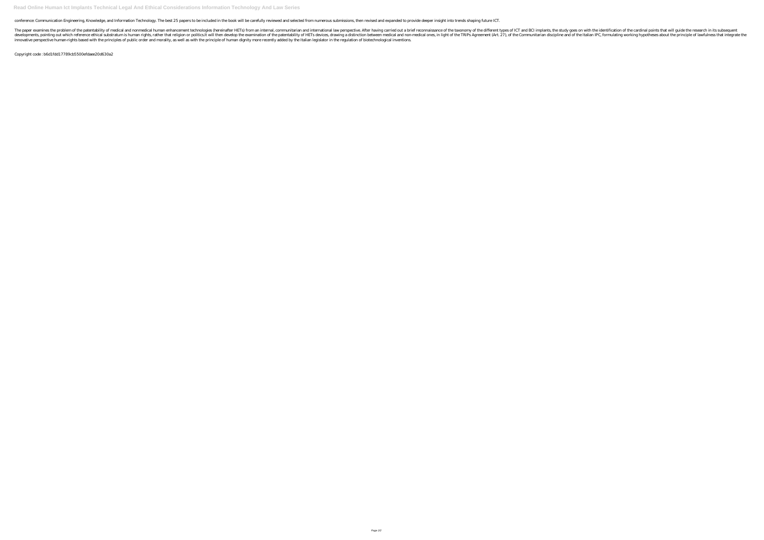conference: Communication Engineering, Knowledge, and Information Technology. The best 25 papers to be included in the book will be carefully reviewed and selected from numerous submissions, then revised and expanded to provide deeper insight into trends shaping future ICT.

The paper examines the problem of the patentability of medical and nonmedical human enhancement technologies (hereinafter HETs) from an internal, communitarian and international law perspective. After having carried out a brief reconnaissance of the taxonomy of the different types of ICT and BCI implants, the study goes on with the identification of the cardinal points that will guide the research in its subsequent developments, pointing out which reference ethical substratum is human rights, rather that religion or politics.It will then develop the examination of the patentability of HETs devices, drawing a distinction between medical and non-medical ones, in light of the TRIPs Agreement (Art. 27), of the Communitarian discipline and of the Italian IPC, formulating working hypotheses about the principle of lawfulness that integrate the innovative perspective human-rights based with the principles of public order and morality, as well as with the principle of human dignity more recently added by the Italian legislator in the regulation of biotechnological inventions.

Copyright code : b6d1fdd17789cb5500efdaee20d630a2